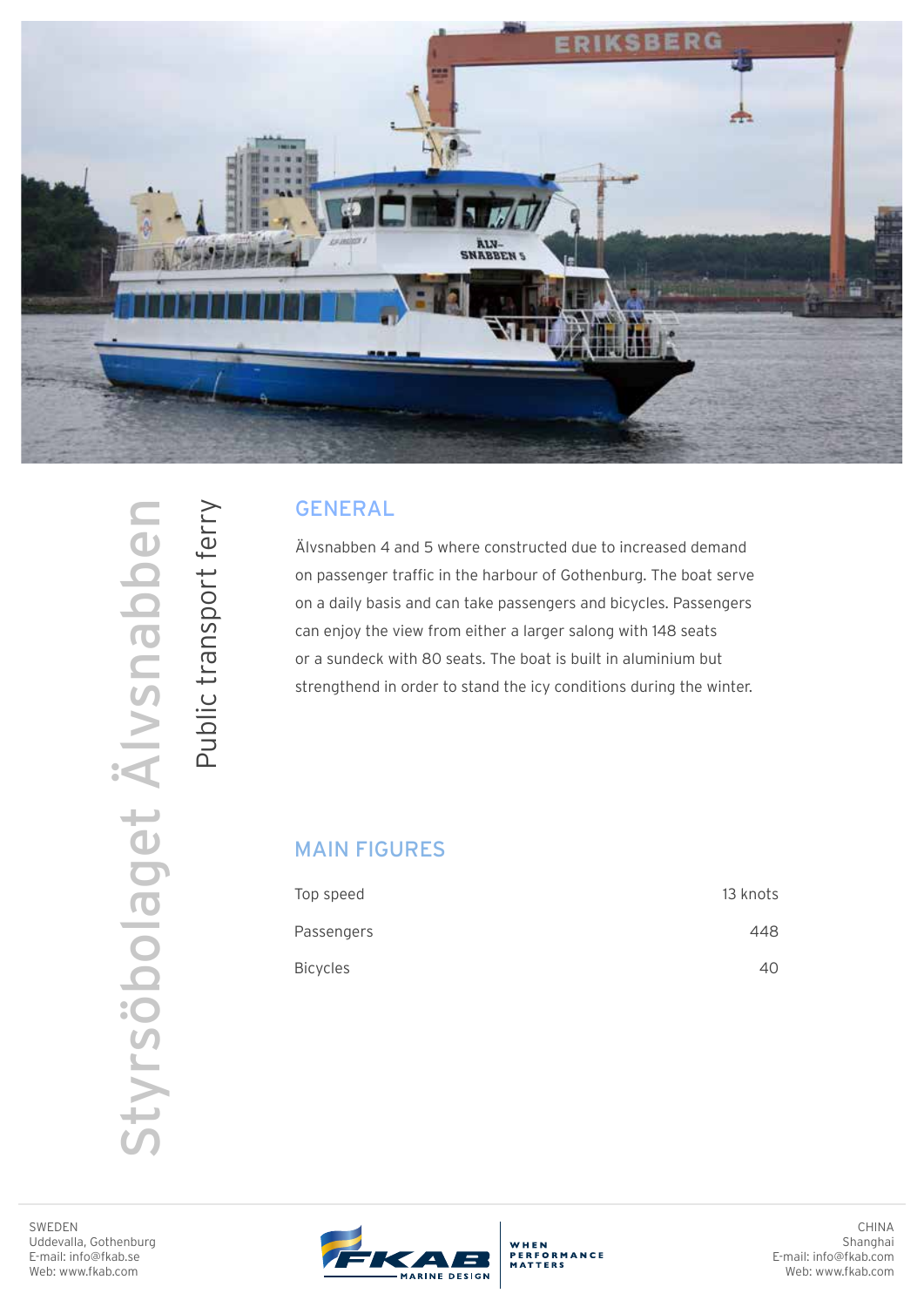# Styrsöbolaget Älvsnabben

## Public transport ferry

## GENERAL

Älvsnabben 4 and 5 where constructed due to increased demand on passenger traffic in the harbour of Gothenburg. The boat serve on a daily basis and can take passengers and bicycles. Passengers can enjoy the view from either a larger salong with 148 seats or a sundeck with 80 seats. The boat is built in aluminium but strengthend in order to stand the icy conditions during the winter.

## MAIN FIGURES

| | |
|---|---|
| Top speed | 13 knots |
| Passengers | 448 |
| Bicycles | 40 |

SWEDEN
Uddevalla, Gothenburg
E-mail: info@fkab.se
Web: www.fkab.com

FKAB MARINE DESIGN — WHEN PERFORMANCE MATTERS

CHINA
Shanghai
E-mail: info@fkab.com
Web: www.fkab.com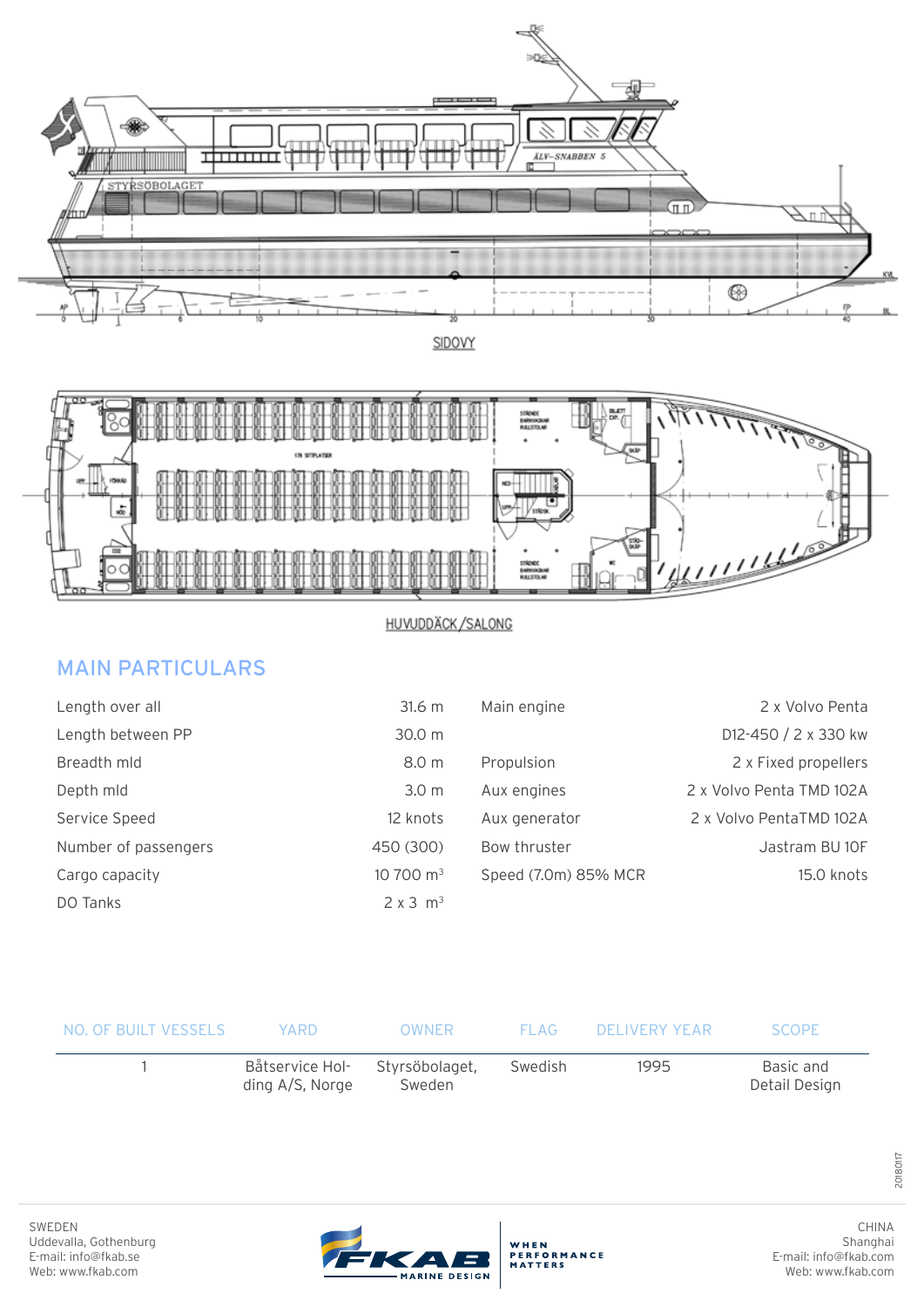SIDOVY

HUVUDDÄCK/SALONG

## MAIN PARTICULARS

| | | | |
|---|---|---|---|
| Length over all | 31.6 m | Main engine | 2 x Volvo Penta |
| Length between PP | 30.0 m | | D12-450 / 2 x 330 kw |
| Breadth mld | 8.0 m | Propulsion | 2 x Fixed propellers |
| Depth mld | 3.0 m | Aux engines | 2 x Volvo Penta TMD 102A |
| Service Speed | 12 knots | Aux generator | 2 x Volvo PentaTMD 102A |
| Number of passengers | 450 (300) | Bow thruster | Jastram BU 10F |
| Cargo capacity | 10 700 m$^3$ | Speed (7.0m) 85% MCR | 15.0 knots |
| DO Tanks | 2 x 3 m$^3$ | | |

| NO. OF BUILT VESSELS | YARD | OWNER | FLAG | DELIVERY YEAR | SCOPE |
|---|---|---|---|---|---|
| 1 | Båtservice Holding A/S, Norge | Styrsöbolaget, Sweden | Swedish | 1995 | Basic and Detail Design |

20180117

SWEDEN
Uddevalla, Gothenburg
E-mail: info@fkab.se
Web: www.fkab.com

FKAB MARINE DESIGN
WHEN PERFORMANCE MATTERS

CHINA
Shanghai
E-mail: info@fkab.com
Web: www.fkab.com